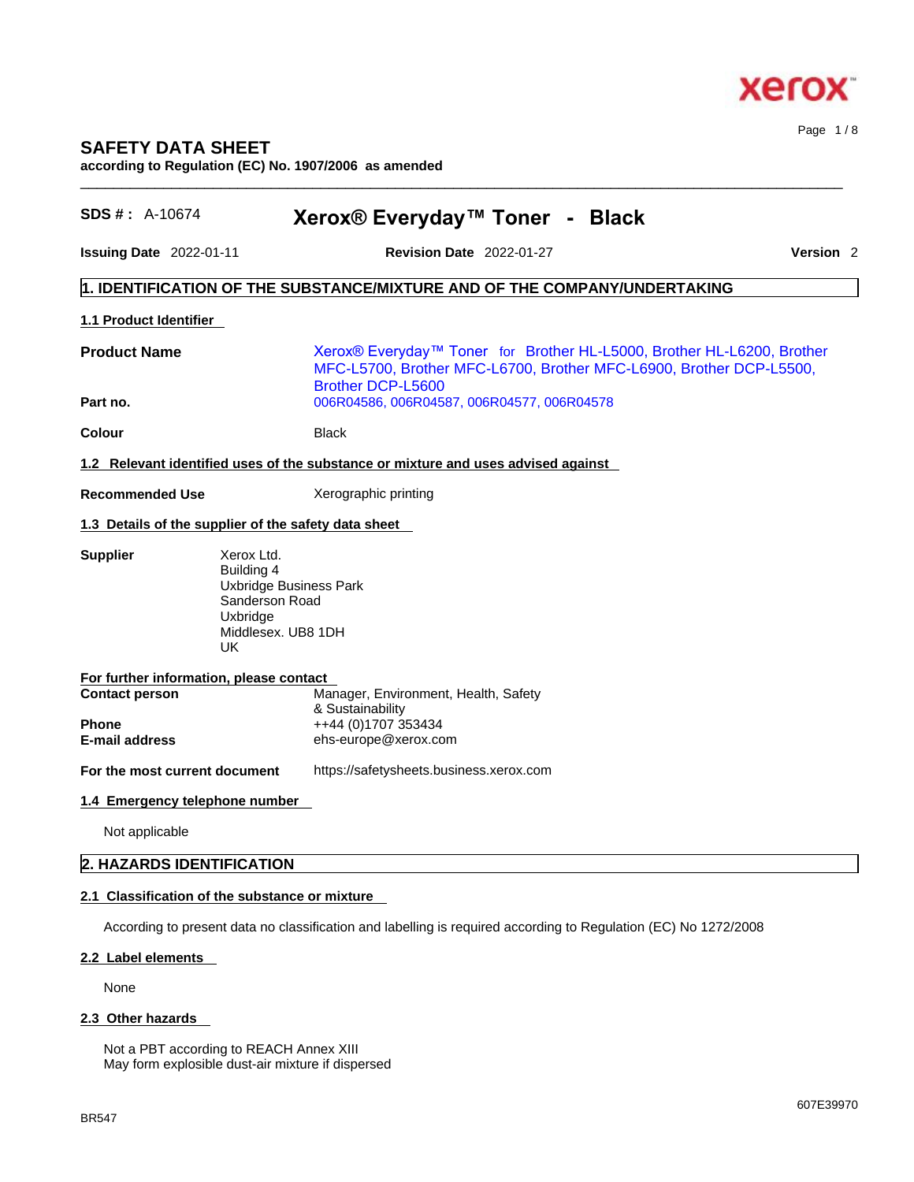# SAFETY DATA SHEET

**according to Regulation (EC) No. 1907/2006 as amended**

**SDS # :** A-10674 **Xerox® Everyday™ Toner - Black**

**Issuing Date** 2022-01-11 **Revision Date** 2022-01-27 **Version** 2

## 1. IDENTIFICATION OF THE SUBSTANCE/MIXTURE AND OF THE COMPANY/UNDERTAKING

### 1.1 Product Identifier

**Product Name** Xerox® Everyday™ Toner for Brother HL-L5000, Brother HL-L6200, Brother MFC-L5700, Brother MFC-L6700, Brother MFC-L6900, Brother DCP-L5500, Brother DCP-L5600

**Part no.** 006R04586, 006R04587, 006R04577, 006R04578

**Colour** Black

### 1.2 Relevant identified uses of the substance or mixture and uses advised against

**Recommended Use** Xerographic printing

### 1.3 Details of the supplier of the safety data sheet

**Supplier**
Xerox Ltd.
Building 4
Uxbridge Business Park
Sanderson Road
Uxbridge
Middlesex. UB8 1DH
UK

**For further information, please contact**

**Contact person** Manager, Environment, Health, Safety & Sustainability
**Phone** ++44 (0)1707 353434
**E-mail address** ehs-europe@xerox.com

**For the most current document** https://safetysheets.business.xerox.com

### 1.4 Emergency telephone number

Not applicable

## 2. HAZARDS IDENTIFICATION

### 2.1 Classification of the substance or mixture

According to present data no classification and labelling is required according to Regulation (EC) No 1272/2008

### 2.2 Label elements

None

### 2.3 Other hazards

Not a PBT according to REACH Annex XIII
May form explosible dust-air mixture if dispersed

BR547 607E39970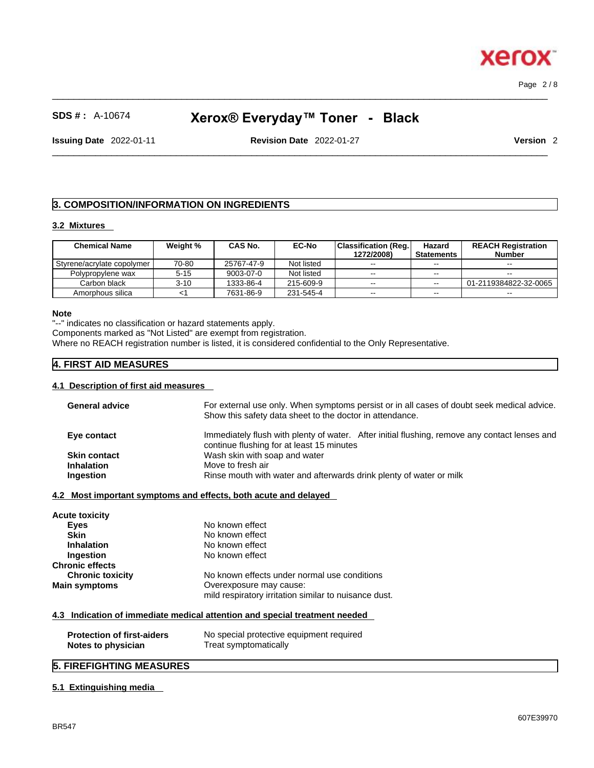## 3. COMPOSITION/INFORMATION ON INGREDIENTS

### 3.2 Mixtures

| Chemical Name | Weight % | CAS No. | EC-No | Classification (Reg. 1272/2008) | Hazard Statements | REACH Registration Number |
|---|---|---|---|---|---|---|
| Styrene/acrylate copolymer | 70-80 | 25767-47-9 | Not listed | -- | -- | -- |
| Polypropylene wax | 5-15 | 9003-07-0 | Not listed | -- | -- | -- |
| Carbon black | 3-10 | 1333-86-4 | 215-609-9 | -- | -- | 01-2119384822-32-0065 |
| Amorphous silica | <1 | 7631-86-9 | 231-545-4 | -- | -- | -- |

**Note**

"--" indicates no classification or hazard statements apply.
Components marked as "Not Listed" are exempt from registration.
Where no REACH registration number is listed, it is considered confidential to the Only Representative.

## 4. FIRST AID MEASURES

### 4.1 Description of first aid measures

**General advice** For external use only. When symptoms persist or in all cases of doubt seek medical advice. Show this safety data sheet to the doctor in attendance.

**Eye contact** Immediately flush with plenty of water. After initial flushing, remove any contact lenses and continue flushing for at least 15 minutes

**Skin contact** Wash skin with soap and water

**Inhalation** Move to fresh air

**Ingestion** Rinse mouth with water and afterwards drink plenty of water or milk

### 4.2 Most important symptoms and effects, both acute and delayed

**Acute toxicity**

**Eyes** No known effect

**Skin** No known effect

**Inhalation** No known effect

**Ingestion** No known effect

**Chronic effects**

**Chronic toxicity** No known effects under normal use conditions

**Main symptoms** Overexposure may cause:
mild respiratory irritation similar to nuisance dust.

### 4.3 Indication of immediate medical attention and special treatment needed

**Protection of first-aiders** No special protective equipment required

**Notes to physician** Treat symptomatically

## 5. FIREFIGHTING MEASURES

### 5.1 Extinguishing media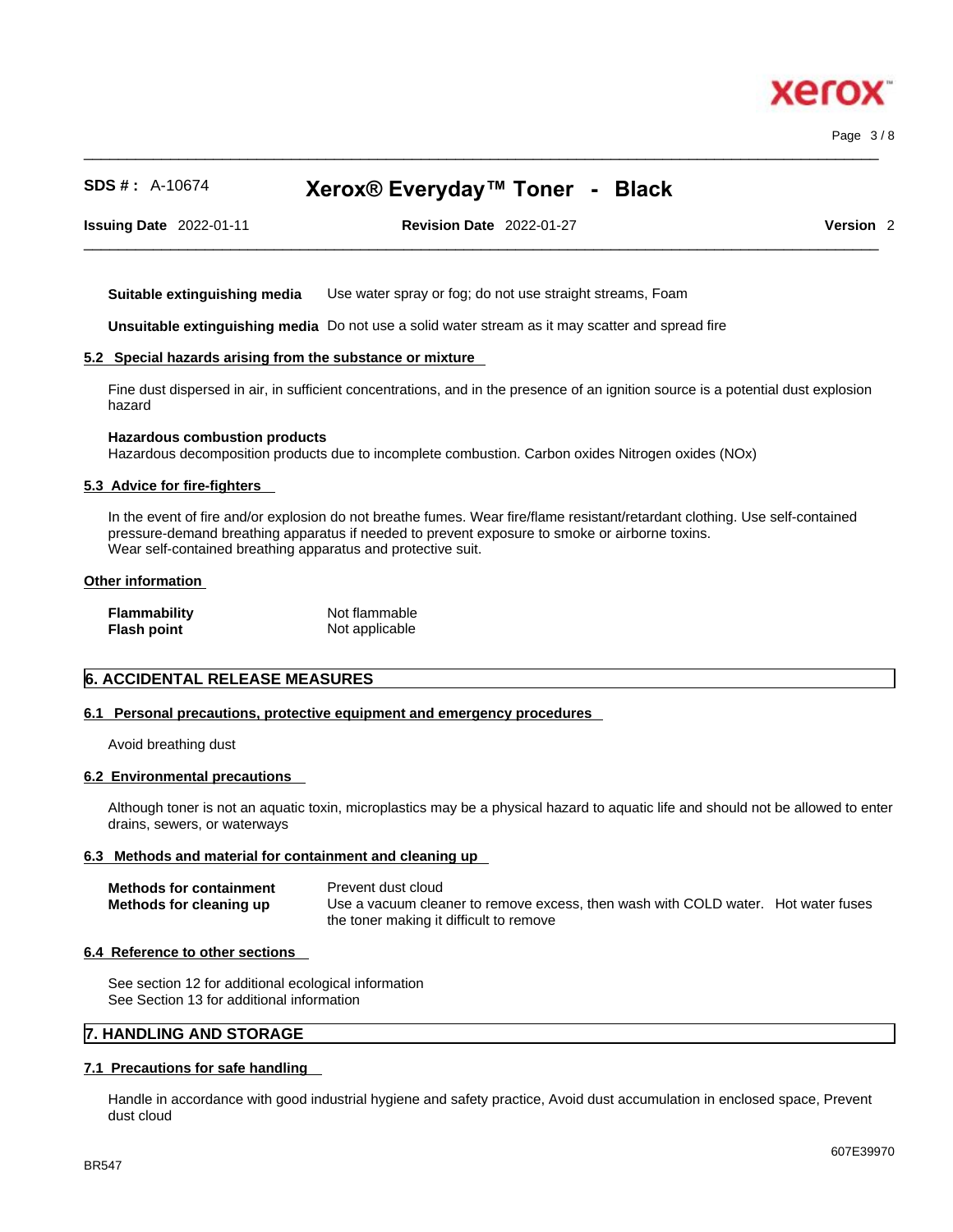**Suitable extinguishing media** Use water spray or fog; do not use straight streams, Foam

**Unsuitable extinguishing media** Do not use a solid water stream as it may scatter and spread fire

### 5.2 Special hazards arising from the substance or mixture

Fine dust dispersed in air, in sufficient concentrations, and in the presence of an ignition source is a potential dust explosion hazard

**Hazardous combustion products**
Hazardous decomposition products due to incomplete combustion. Carbon oxides Nitrogen oxides (NOx)

### 5.3 Advice for fire-fighters

In the event of fire and/or explosion do not breathe fumes. Wear fire/flame resistant/retardant clothing. Use self-contained pressure-demand breathing apparatus if needed to prevent exposure to smoke or airborne toxins.
Wear self-contained breathing apparatus and protective suit.

### Other information

| | |
|---|---|
| **Flammability** | Not flammable |
| **Flash point** | Not applicable |

## 6. ACCIDENTAL RELEASE MEASURES

### 6.1 Personal precautions, protective equipment and emergency procedures

Avoid breathing dust

### 6.2 Environmental precautions

Although toner is not an aquatic toxin, microplastics may be a physical hazard to aquatic life and should not be allowed to enter drains, sewers, or waterways

### 6.3 Methods and material for containment and cleaning up

| | |
|---|---|
| **Methods for containment** | Prevent dust cloud |
| **Methods for cleaning up** | Use a vacuum cleaner to remove excess, then wash with COLD water. Hot water fuses the toner making it difficult to remove |

### 6.4 Reference to other sections

See section 12 for additional ecological information
See Section 13 for additional information

## 7. HANDLING AND STORAGE

### 7.1 Precautions for safe handling

Handle in accordance with good industrial hygiene and safety practice, Avoid dust accumulation in enclosed space, Prevent dust cloud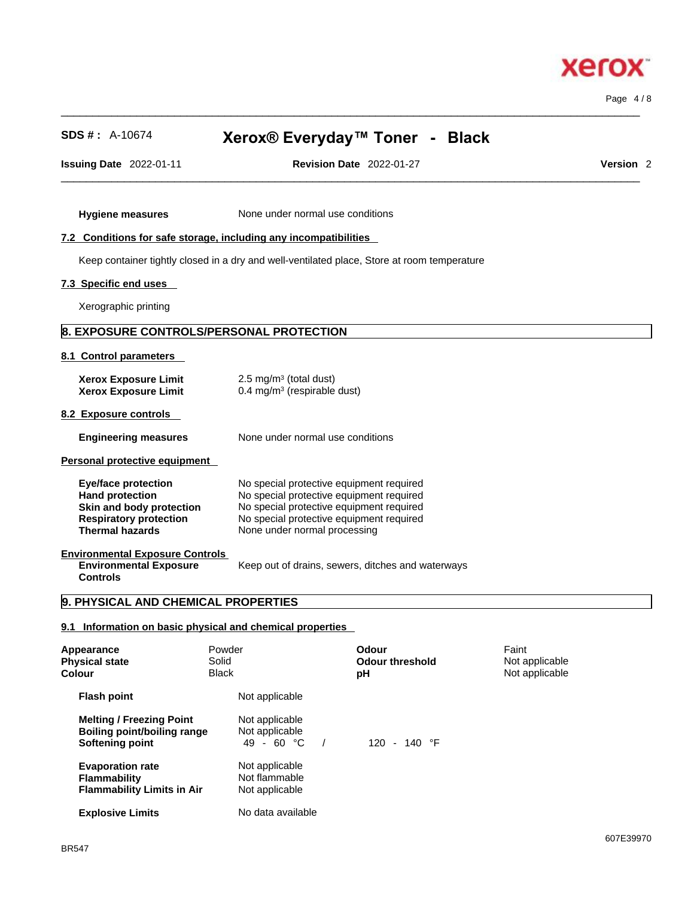**Hygiene measures** None under normal use conditions

### 7.2 Conditions for safe storage, including any incompatibilities

Keep container tightly closed in a dry and well-ventilated place, Store at room temperature

### 7.3 Specific end uses

Xerographic printing

## 8. EXPOSURE CONTROLS/PERSONAL PROTECTION

### 8.1 Control parameters

| | |
|---|---|
| **Xerox Exposure Limit** | 2.5 mg/m$^3$ (total dust) |
| **Xerox Exposure Limit** | 0.4 mg/m$^3$ (respirable dust) |

### 8.2 Exposure controls

**Engineering measures** None under normal use conditions

**Personal protective equipment**

| | |
|---|---|
| **Eye/face protection** | No special protective equipment required |
| **Hand protection** | No special protective equipment required |
| **Skin and body protection** | No special protective equipment required |
| **Respiratory protection** | No special protective equipment required |
| **Thermal hazards** | None under normal processing |

**Environmental Exposure Controls**

**Environmental Exposure Controls** Keep out of drains, sewers, ditches and waterways

## 9. PHYSICAL AND CHEMICAL PROPERTIES

### 9.1 Information on basic physical and chemical properties

| | | | |
|---|---|---|---|
| **Appearance** | Powder | **Odour** | Faint |
| **Physical state** | Solid | **Odour threshold** | Not applicable |
| **Colour** | Black | **pH** | Not applicable |

| | |
|---|---|
| **Flash point** | Not applicable |
| **Melting / Freezing Point** | Not applicable |
| **Boiling point/boiling range** | Not applicable |
| **Softening point** | 49 - 60 °C / 120 - 140 °F |
| **Evaporation rate** | Not applicable |
| **Flammability** | Not flammable |
| **Flammability Limits in Air** | Not applicable |
| **Explosive Limits** | No data available |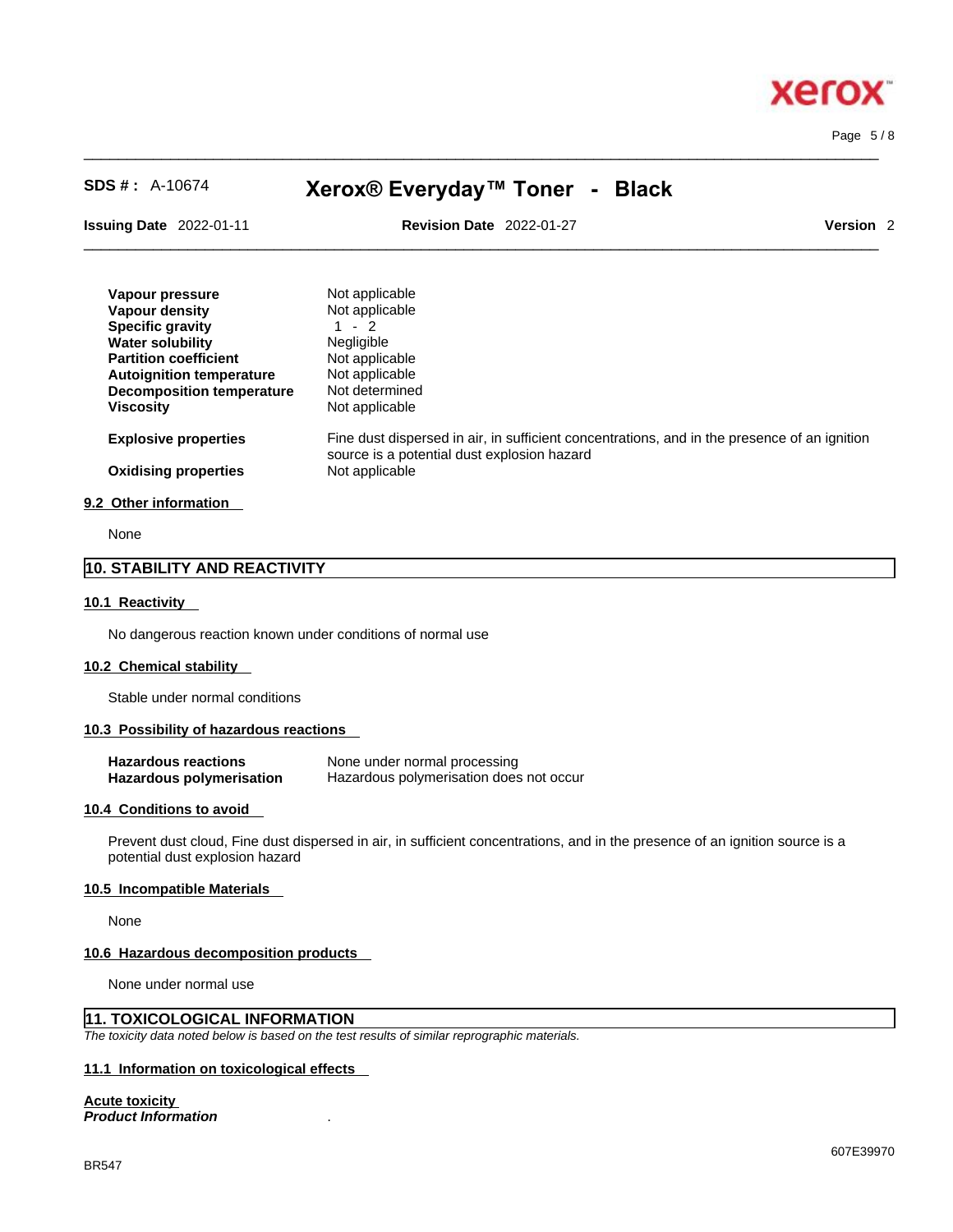| | |
|---|---|
| **Vapour pressure** | Not applicable |
| **Vapour density** | Not applicable |
| **Specific gravity** | 1 - 2 |
| **Water solubility** | Negligible |
| **Partition coefficient** | Not applicable |
| **Autoignition temperature** | Not applicable |
| **Decomposition temperature** | Not determined |
| **Viscosity** | Not applicable |
| **Explosive properties** | Fine dust dispersed in air, in sufficient concentrations, and in the presence of an ignition source is a potential dust explosion hazard |
| **Oxidising properties** | Not applicable |

### 9.2 Other information

None

## 10. STABILITY AND REACTIVITY

### 10.1 Reactivity

No dangerous reaction known under conditions of normal use

### 10.2 Chemical stability

Stable under normal conditions

### 10.3 Possibility of hazardous reactions

| | |
|---|---|
| **Hazardous reactions** | None under normal processing |
| **Hazardous polymerisation** | Hazardous polymerisation does not occur |

### 10.4 Conditions to avoid

Prevent dust cloud, Fine dust dispersed in air, in sufficient concentrations, and in the presence of an ignition source is a potential dust explosion hazard

### 10.5 Incompatible Materials

None

### 10.6 Hazardous decomposition products

None under normal use

## 11. TOXICOLOGICAL INFORMATION

*The toxicity data noted below is based on the test results of similar reprographic materials.*

### 11.1 Information on toxicological effects

**Acute toxicity**

***Product Information*** .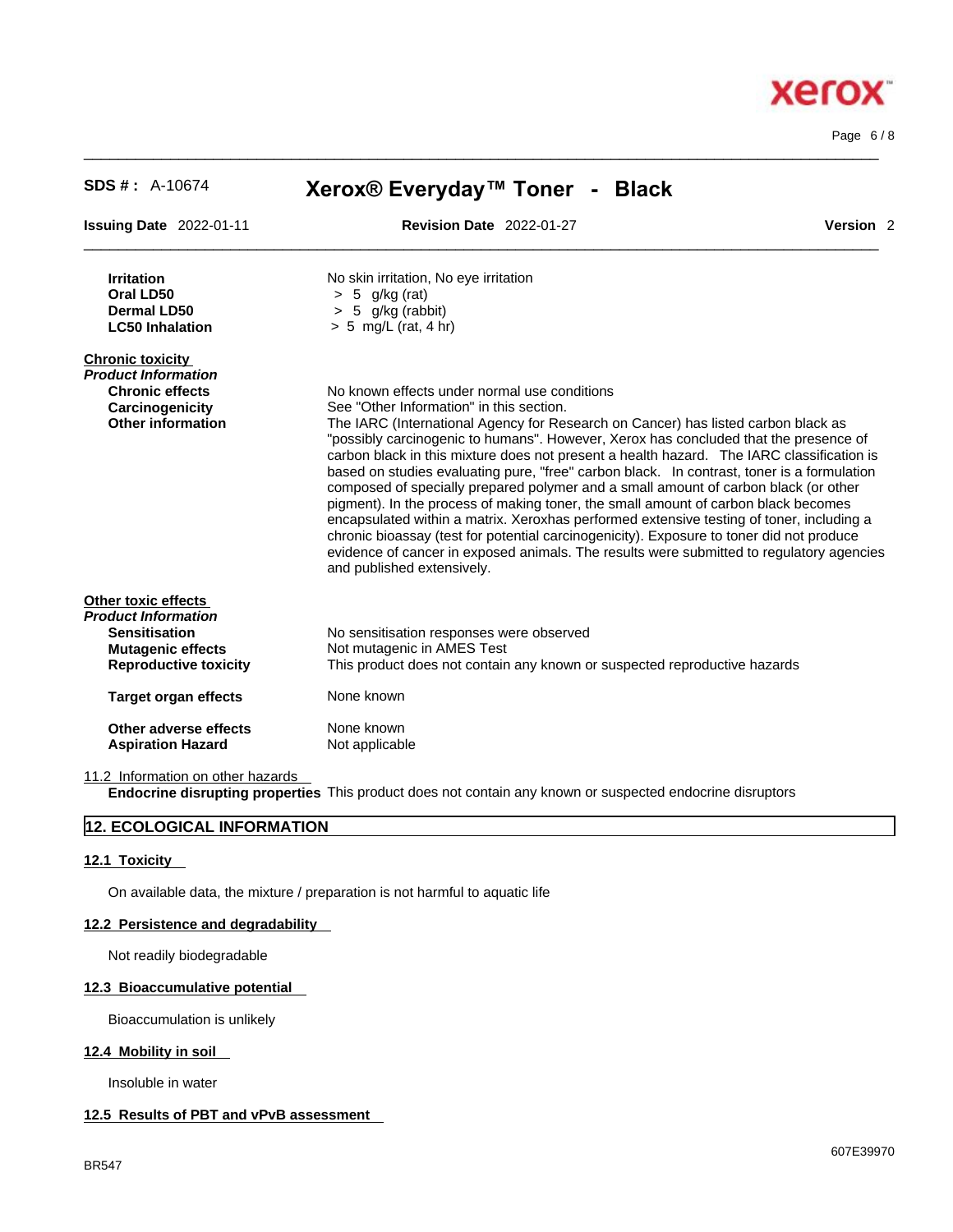| | |
|---|---|
| **Irritation** | No skin irritation, No eye irritation |
| **Oral LD50** | > 5 g/kg (rat) |
| **Dermal LD50** | > 5 g/kg (rabbit) |
| **LC50 Inhalation** | > 5 mg/L (rat, 4 hr) |

**Chronic toxicity**

***Product Information***

| | |
|---|---|
| **Chronic effects** | No known effects under normal use conditions |
| **Carcinogenicity** | See "Other Information" in this section. |
| **Other information** | The IARC (International Agency for Research on Cancer) has listed carbon black as "possibly carcinogenic to humans". However, Xerox has concluded that the presence of carbon black in this mixture does not present a health hazard. The IARC classification is based on studies evaluating pure, "free" carbon black. In contrast, toner is a formulation composed of specially prepared polymer and a small amount of carbon black (or other pigment). In the process of making toner, the small amount of carbon black becomes encapsulated within a matrix. Xeroxhas performed extensive testing of toner, including a chronic bioassay (test for potential carcinogenicity). Exposure to toner did not produce evidence of cancer in exposed animals. The results were submitted to regulatory agencies and published extensively. |

**Other toxic effects**

***Product Information***

| | |
|---|---|
| **Sensitisation** | No sensitisation responses were observed |
| **Mutagenic effects** | Not mutagenic in AMES Test |
| **Reproductive toxicity** | This product does not contain any known or suspected reproductive hazards |
| **Target organ effects** | None known |
| **Other adverse effects** | None known |
| **Aspiration Hazard** | Not applicable |

11.2 Information on other hazards

**Endocrine disrupting properties** This product does not contain any known or suspected endocrine disruptors

## 12. ECOLOGICAL INFORMATION

### 12.1 Toxicity

On available data, the mixture / preparation is not harmful to aquatic life

### 12.2 Persistence and degradability

Not readily biodegradable

### 12.3 Bioaccumulative potential

Bioaccumulation is unlikely

### 12.4 Mobility in soil

Insoluble in water

### 12.5 Results of PBT and vPvB assessment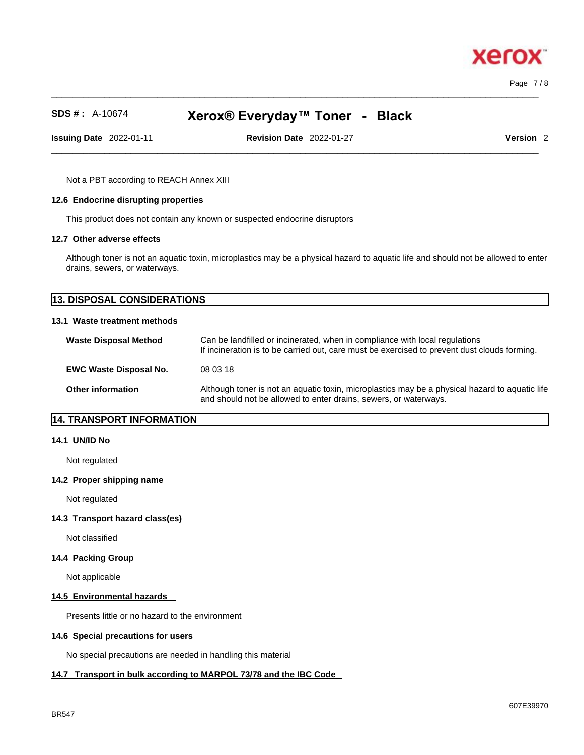Not a PBT according to REACH Annex XIII

### 12.6 Endocrine disrupting properties

This product does not contain any known or suspected endocrine disruptors

### 12.7 Other adverse effects

Although toner is not an aquatic toxin, microplastics may be a physical hazard to aquatic life and should not be allowed to enter drains, sewers, or waterways.

## 13. DISPOSAL CONSIDERATIONS

### 13.1 Waste treatment methods

**Waste Disposal Method**
Can be landfilled or incinerated, when in compliance with local regulations
If incineration is to be carried out, care must be exercised to prevent dust clouds forming.

**EWC Waste Disposal No.**
08 03 18

**Other information**
Although toner is not an aquatic toxin, microplastics may be a physical hazard to aquatic life and should not be allowed to enter drains, sewers, or waterways.

## 14. TRANSPORT INFORMATION

### 14.1 UN/ID No

Not regulated

### 14.2 Proper shipping name

Not regulated

### 14.3 Transport hazard class(es)

Not classified

### 14.4 Packing Group

Not applicable

### 14.5 Environmental hazards

Presents little or no hazard to the environment

### 14.6 Special precautions for users

No special precautions are needed in handling this material

### 14.7 Transport in bulk according to MARPOL 73/78 and the IBC Code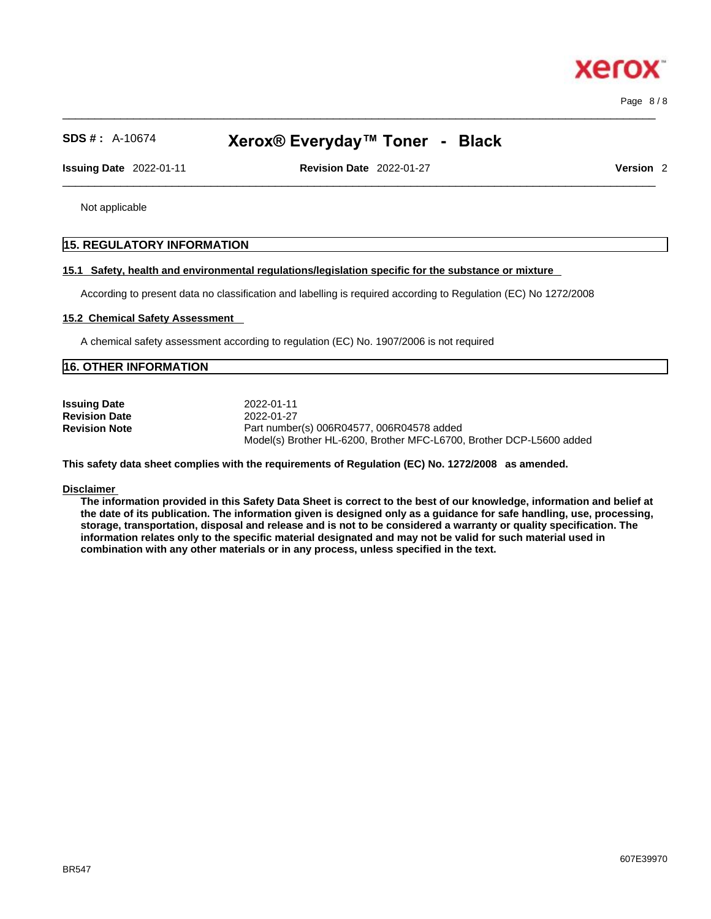Not applicable

## 15. REGULATORY INFORMATION

### 15.1 Safety, health and environmental regulations/legislation specific for the substance or mixture

According to present data no classification and labelling is required according to Regulation (EC) No 1272/2008

### 15.2 Chemical Safety Assessment

A chemical safety assessment according to regulation (EC) No. 1907/2006 is not required

## 16. OTHER INFORMATION

| | |
|---|---|
| **Issuing Date** | 2022-01-11 |
| **Revision Date** | 2022-01-27 |
| **Revision Note** | Part number(s) 006R04577, 006R04578 added<br>Model(s) Brother HL-6200, Brother MFC-L6700, Brother DCP-L5600 added |

**This safety data sheet complies with the requirements of Regulation (EC) No. 1272/2008 as amended.**

**Disclaimer**

**The information provided in this Safety Data Sheet is correct to the best of our knowledge, information and belief at the date of its publication. The information given is designed only as a guidance for safe handling, use, processing, storage, transportation, disposal and release and is not to be considered a warranty or quality specification. The information relates only to the specific material designated and may not be valid for such material used in combination with any other materials or in any process, unless specified in the text.**